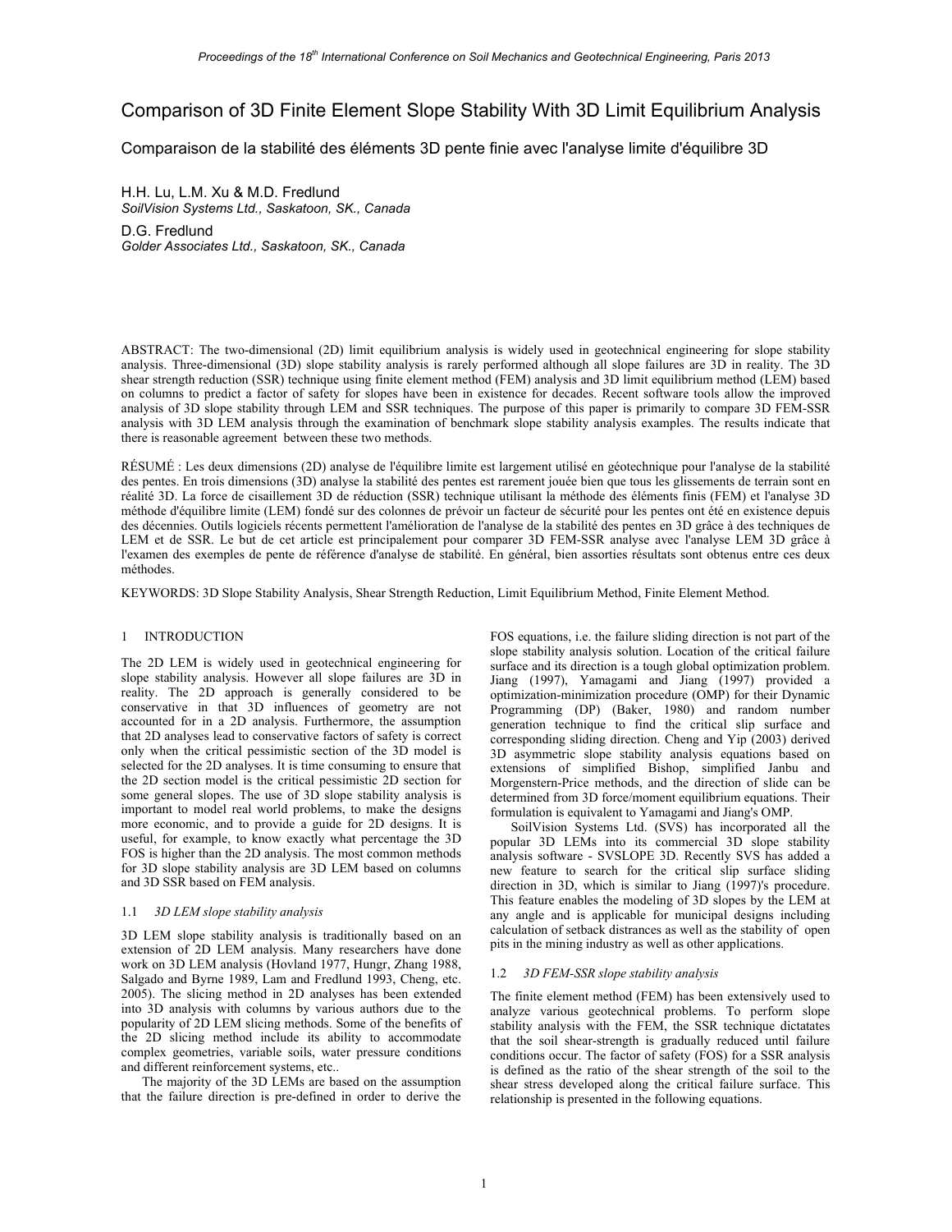# Comparison of 3D Finite Element Slope Stability With 3D Limit Equilibrium Analysis

## Comparaison de la stabilité des éléments 3D pente finie avec l'analyse limite d'équilibre 3D

H.H. Lu, L.M. Xu & M.D. Fredlund
*SoilVision Systems Ltd., Saskatoon, SK., Canada*

D.G. Fredlund
*Golder Associates Ltd., Saskatoon, SK., Canada*

ABSTRACT: The two-dimensional (2D) limit equilibrium analysis is widely used in geotechnical engineering for slope stability analysis. Three-dimensional (3D) slope stability analysis is rarely performed although all slope failures are 3D in reality. The 3D shear strength reduction (SSR) technique using finite element method (FEM) analysis and 3D limit equilibrium method (LEM) based on columns to predict a factor of safety for slopes have been in existence for decades. Recent software tools allow the improved analysis of 3D slope stability through LEM and SSR techniques. The purpose of this paper is primarily to compare 3D FEM-SSR analysis with 3D LEM analysis through the examination of benchmark slope stability analysis examples. The results indicate that there is reasonable agreement between these two methods.

RÉSUMÉ : Les deux dimensions (2D) analyse de l'équilibre limite est largement utilisé en géotechnique pour l'analyse de la stabilité des pentes. En trois dimensions (3D) analyse la stabilité des pentes est rarement jouée bien que tous les glissements de terrain sont en réalité 3D. La force de cisaillement 3D de réduction (SSR) technique utilisant la méthode des éléments finis (FEM) et l'analyse 3D méthode d'équilibre limite (LEM) fondé sur des colonnes de prévoir un facteur de sécurité pour les pentes ont été en existence depuis des décennies. Outils logiciels récents permettent l'amélioration de l'analyse de la stabilité des pentes en 3D grâce à des techniques de LEM et de SSR. Le but de cet article est principalement pour comparer 3D FEM-SSR analyse avec l'analyse LEM 3D grâce à l'examen des exemples de pente de référence d'analyse de stabilité. En général, bien assorties résultats sont obtenus entre ces deux méthodes.

KEYWORDS: 3D Slope Stability Analysis, Shear Strength Reduction, Limit Equilibrium Method, Finite Element Method.

## 1 INTRODUCTION

The 2D LEM is widely used in geotechnical engineering for slope stability analysis. However all slope failures are 3D in reality. The 2D approach is generally considered to be conservative in that 3D influences of geometry are not accounted for in a 2D analysis. Furthermore, the assumption that 2D analyses lead to conservative factors of safety is correct only when the critical pessimistic section of the 3D model is selected for the 2D analyses. It is time consuming to ensure that the 2D section model is the critical pessimistic 2D section for some general slopes. The use of 3D slope stability analysis is important to model real world problems, to make the designs more economic, and to provide a guide for 2D designs. It is useful, for example, to know exactly what percentage the 3D FOS is higher than the 2D analysis. The most common methods for 3D slope stability analysis are 3D LEM based on columns and 3D SSR based on FEM analysis.

### 1.1 *3D LEM slope stability analysis*

3D LEM slope stability analysis is traditionally based on an extension of 2D LEM analysis. Many researchers have done work on 3D LEM analysis (Hovland 1977, Hungr, Zhang 1988, Salgado and Byrne 1989, Lam and Fredlund 1993, Cheng, etc. 2005). The slicing method in 2D analyses has been extended into 3D analysis with columns by various authors due to the popularity of 2D LEM slicing methods. Some of the benefits of the 2D slicing method include its ability to accommodate complex geometries, variable soils, water pressure conditions and different reinforcement systems, etc..

The majority of the 3D LEMs are based on the assumption that the failure direction is pre-defined in order to derive the FOS equations, i.e. the failure sliding direction is not part of the slope stability analysis solution. Location of the critical failure surface and its direction is a tough global optimization problem. Jiang (1997), Yamagami and Jiang (1997) provided a optimization-minimization procedure (OMP) for their Dynamic Programming (DP) (Baker, 1980) and random number generation technique to find the critical slip surface and corresponding sliding direction. Cheng and Yip (2003) derived 3D asymmetric slope stability analysis equations based on extensions of simplified Bishop, simplified Janbu and Morgenstern-Price methods, and the direction of slide can be determined from 3D force/moment equilibrium equations. Their formulation is equivalent to Yamagami and Jiang's OMP.

SoilVision Systems Ltd. (SVS) has incorporated all the popular 3D LEMs into its commercial 3D slope stability analysis software - SVSLOPE 3D. Recently SVS has added a new feature to search for the critical slip surface sliding direction in 3D, which is similar to Jiang (1997)'s procedure. This feature enables the modeling of 3D slopes by the LEM at any angle and is applicable for municipal designs including calculation of setback distrances as well as the stability of open pits in the mining industry as well as other applications.

### 1.2 *3D FEM-SSR slope stability analysis*

The finite element method (FEM) has been extensively used to analyze various geotechnical problems. To perform slope stability analysis with the FEM, the SSR technique dictatates that the soil shear-strength is gradually reduced until failure conditions occur. The factor of safety (FOS) for a SSR analysis is defined as the ratio of the shear strength of the soil to the shear stress developed along the critical failure surface. This relationship is presented in the following equations.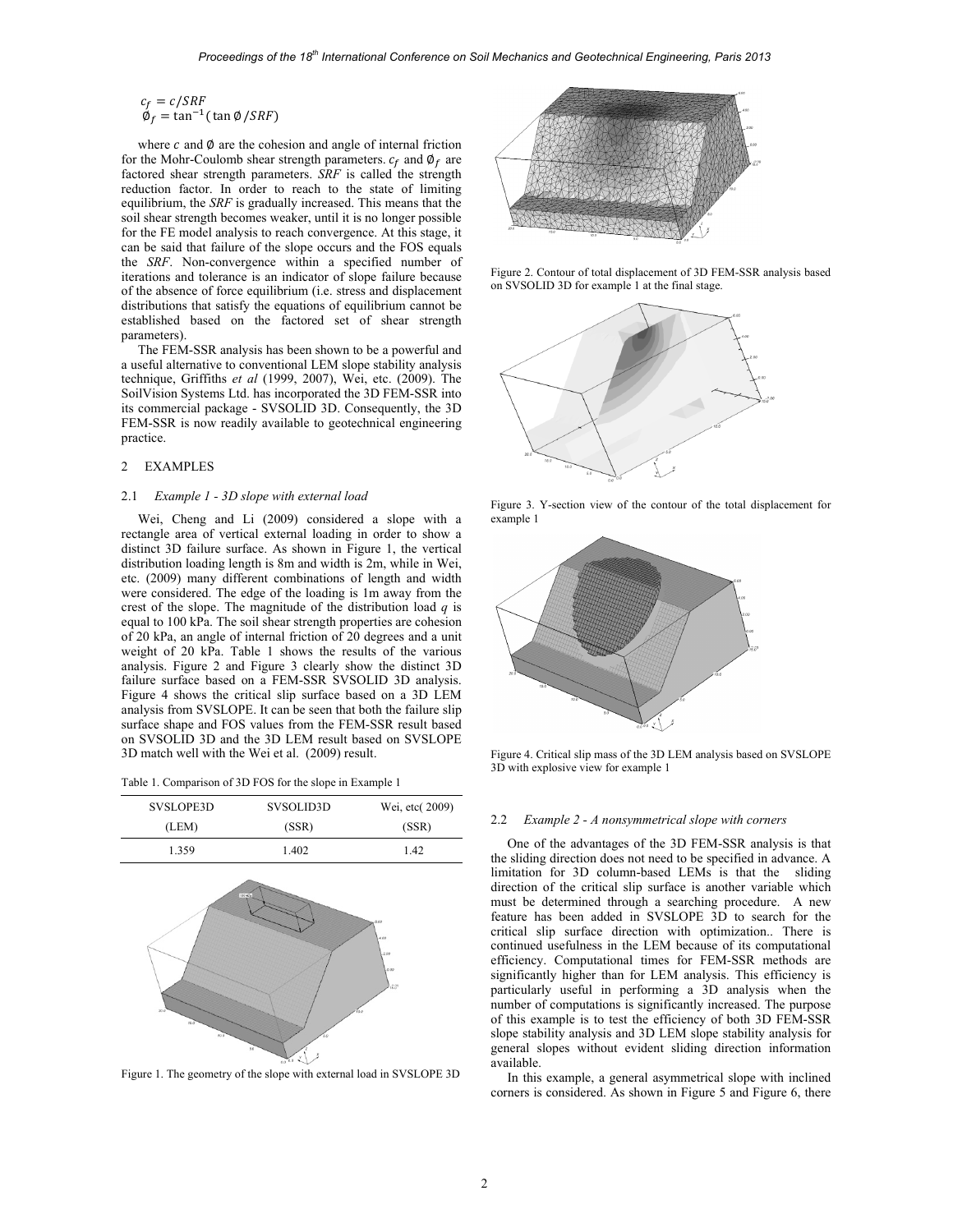$$c_f = c/SRF$$
$$\emptyset_f = \tan^{-1}(\tan\emptyset/SRF)$$

where $c$ and $\emptyset$ are the cohesion and angle of internal friction for the Mohr-Coulomb shear strength parameters. $c_f$ and $\emptyset_f$ are factored shear strength parameters. *SRF* is called the strength reduction factor. In order to reach to the state of limiting equilibrium, the *SRF* is gradually increased. This means that the soil shear strength becomes weaker, until it is no longer possible for the FE model analysis to reach convergence. At this stage, it can be said that failure of the slope occurs and the FOS equals the *SRF*. Non-convergence within a specified number of iterations and tolerance is an indicator of slope failure because of the absence of force equilibrium (i.e. stress and displacement distributions that satisfy the equations of equilibrium cannot be established based on the factored set of shear strength parameters).

The FEM-SSR analysis has been shown to be a powerful and a useful alternative to conventional LEM slope stability analysis technique, Griffiths *et al* (1999, 2007), Wei, etc. (2009). The SoilVision Systems Ltd. has incorporated the 3D FEM-SSR into its commercial package - SVSOLID 3D. Consequently, the 3D FEM-SSR is now readily available to geotechnical engineering practice.

## 2 EXAMPLES

### 2.1 *Example 1 - 3D slope with external load*

Wei, Cheng and Li (2009) considered a slope with a rectangle area of vertical external loading in order to show a distinct 3D failure surface. As shown in Figure 1, the vertical distribution loading length is 8m and width is 2m, while in Wei, etc. (2009) many different combinations of length and width were considered. The edge of the loading is 1m away from the crest of the slope. The magnitude of the distribution load *q* is equal to 100 kPa. The soil shear strength properties are cohesion of 20 kPa, an angle of internal friction of 20 degrees and a unit weight of 20 kPa. Table 1 shows the results of the various analysis. Figure 2 and Figure 3 clearly show the distinct 3D failure surface based on a FEM-SSR SVSOLID 3D analysis. Figure 4 shows the critical slip surface based on a 3D LEM analysis from SVSLOPE. It can be seen that both the failure slip surface shape and FOS values from the FEM-SSR result based on SVSOLID 3D and the 3D LEM result based on SVSLOPE 3D match well with the Wei et al. (2009) result.

Table 1. Comparison of 3D FOS for the slope in Example 1

| SVSLOPE3D (LEM) | SVSOLID3D (SSR) | Wei, etc( 2009) (SSR) |
|---|---|---|
| 1.359 | 1.402 | 1.42 |

Figure 1. The geometry of the slope with external load in SVSLOPE 3D

Figure 2. Contour of total displacement of 3D FEM-SSR analysis based on SVSOLID 3D for example 1 at the final stage.

Figure 3. Y-section view of the contour of the total displacement for example 1

Figure 4. Critical slip mass of the 3D LEM analysis based on SVSLOPE 3D with explosive view for example 1

### 2.2 *Example 2 - A nonsymmetrical slope with corners*

One of the advantages of the 3D FEM-SSR analysis is that the sliding direction does not need to be specified in advance. A limitation for 3D column-based LEMs is that the sliding direction of the critical slip surface is another variable which must be determined through a searching procedure. A new feature has been added in SVSLOPE 3D to search for the critical slip surface direction with optimization.. There is continued usefulness in the LEM because of its computational efficiency. Computational times for FEM-SSR methods are significantly higher than for LEM analysis. This efficiency is particularly useful in performing a 3D analysis when the number of computations is significantly increased. The purpose of this example is to test the efficiency of both 3D FEM-SSR slope stability analysis and 3D LEM slope stability analysis for general slopes without evident sliding direction information available.

In this example, a general asymmetrical slope with inclined corners is considered. As shown in Figure 5 and Figure 6, there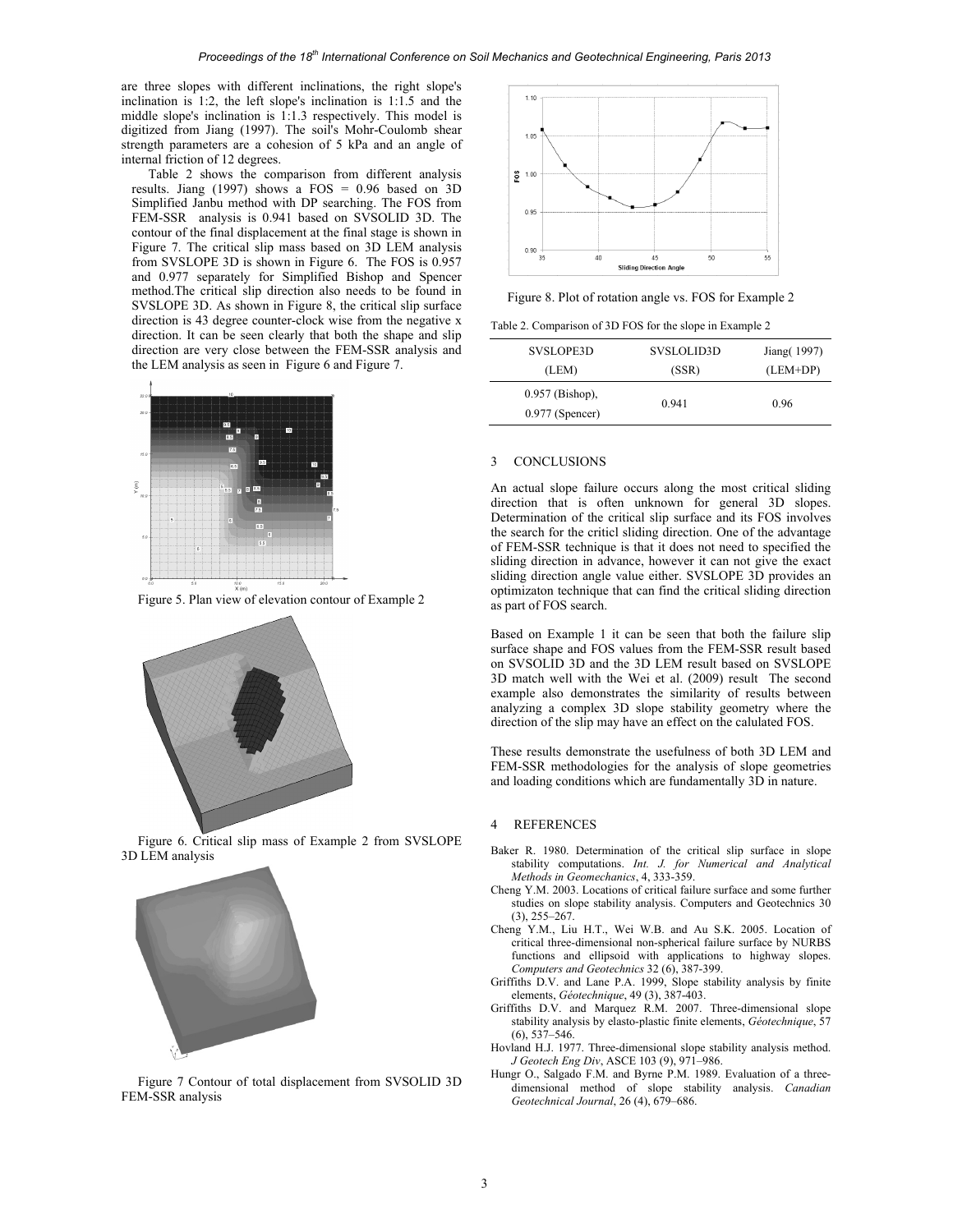are three slopes with different inclinations, the right slope's inclination is 1:2, the left slope's inclination is 1:1.5 and the middle slope's inclination is 1:1.3 respectively. This model is digitized from Jiang (1997). The soil's Mohr-Coulomb shear strength parameters are a cohesion of 5 kPa and an angle of internal friction of 12 degrees.

Table 2 shows the comparison from different analysis results. Jiang (1997) shows a FOS = 0.96 based on 3D Simplified Janbu method with DP searching. The FOS from FEM-SSR analysis is 0.941 based on SVSOLID 3D. The contour of the final displacement at the final stage is shown in Figure 7. The critical slip mass based on 3D LEM analysis from SVSLOPE 3D is shown in Figure 6. The FOS is 0.957 and 0.977 separately for Simplified Bishop and Spencer method.The critical slip direction also needs to be found in SVSLOPE 3D. As shown in Figure 8, the critical slip surface direction is 43 degree counter-clock wise from the negative x direction. It can be seen clearly that both the shape and slip direction are very close between the FEM-SSR analysis and the LEM analysis as seen in Figure 6 and Figure 7.

Figure 5. Plan view of elevation contour of Example 2

Figure 6. Critical slip mass of Example 2 from SVSLOPE 3D LEM analysis

Figure 7 Contour of total displacement from SVSOLID 3D FEM-SSR analysis

Figure 8. Plot of rotation angle vs. FOS for Example 2

Table 2. Comparison of 3D FOS for the slope in Example 2

| SVSLOPE3D (LEM) | SVSLOLID3D (SSR) | Jiang( 1997) (LEM+DP) |
|---|---|---|
| 0.957 (Bishop), 0.977 (Spencer) | 0.941 | 0.96 |

## 3 CONCLUSIONS

An actual slope failure occurs along the most critical sliding direction that is often unknown for general 3D slopes. Determination of the critical slip surface and its FOS involves the search for the criticl sliding direction. One of the advantage of FEM-SSR technique is that it does not need to specified the sliding direction in advance, however it can not give the exact sliding direction angle value either. SVSLOPE 3D provides an optimizaton technique that can find the critical sliding direction as part of FOS search.

Based on Example 1 it can be seen that both the failure slip surface shape and FOS values from the FEM-SSR result based on SVSOLID 3D and the 3D LEM result based on SVSLOPE 3D match well with the Wei et al. (2009) result The second example also demonstrates the similarity of results between analyzing a complex 3D slope stability geometry where the direction of the slip may have an effect on the calulated FOS.

These results demonstrate the usefulness of both 3D LEM and FEM-SSR methodologies for the analysis of slope geometries and loading conditions which are fundamentally 3D in nature.

## 4 REFERENCES

Baker R. 1980. Determination of the critical slip surface in slope stability computations. *Int. J. for Numerical and Analytical Methods in Geomechanics*, 4, 333-359.

Cheng Y.M. 2003. Locations of critical failure surface and some further studies on slope stability analysis. Computers and Geotechnics 30 (3), 255–267.

Cheng Y.M., Liu H.T., Wei W.B. and Au S.K. 2005. Location of critical three-dimensional non-spherical failure surface by NURBS functions and ellipsoid with applications to highway slopes. *Computers and Geotechnics* 32 (6), 387-399.

Griffiths D.V. and Lane P.A. 1999, Slope stability analysis by finite elements, *Géotechnique*, 49 (3), 387-403.

Griffiths D.V. and Marquez R.M. 2007. Three-dimensional slope stability analysis by elasto-plastic finite elements, *Géotechnique*, 57 (6), 537–546.

Hovland H.J. 1977. Three-dimensional slope stability analysis method. *J Geotech Eng Div*, ASCE 103 (9), 971–986.

Hungr O., Salgado F.M. and Byrne P.M. 1989. Evaluation of a three-dimensional method of slope stability analysis. *Canadian Geotechnical Journal*, 26 (4), 679–686.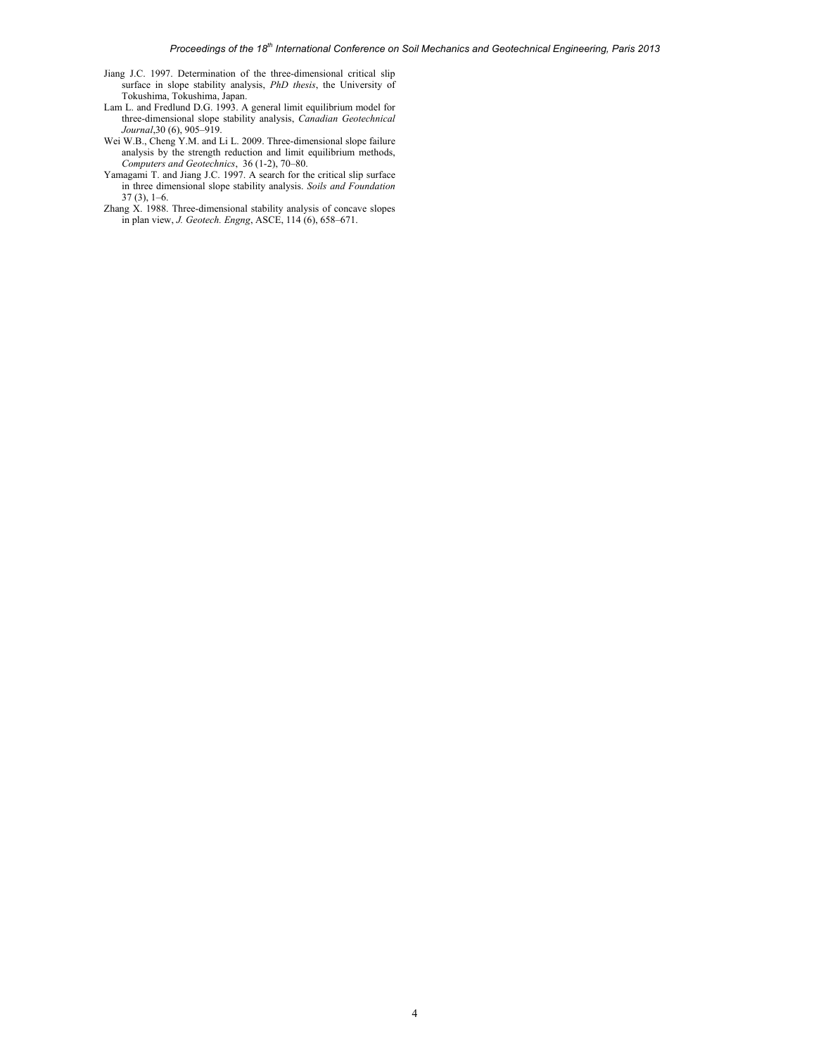Jiang J.C. 1997. Determination of the three-dimensional critical slip surface in slope stability analysis, *PhD thesis*, the University of Tokushima, Tokushima, Japan.

Lam L. and Fredlund D.G. 1993. A general limit equilibrium model for three-dimensional slope stability analysis, *Canadian Geotechnical Journal*,30 (6), 905–919.

Wei W.B., Cheng Y.M. and Li L. 2009. Three-dimensional slope failure analysis by the strength reduction and limit equilibrium methods, *Computers and Geotechnics*, 36 (1-2), 70–80.

Yamagami T. and Jiang J.C. 1997. A search for the critical slip surface in three dimensional slope stability analysis. *Soils and Foundation* 37 (3), 1–6.

Zhang X. 1988. Three-dimensional stability analysis of concave slopes in plan view, *J. Geotech. Engng*, ASCE, 114 (6), 658–671.